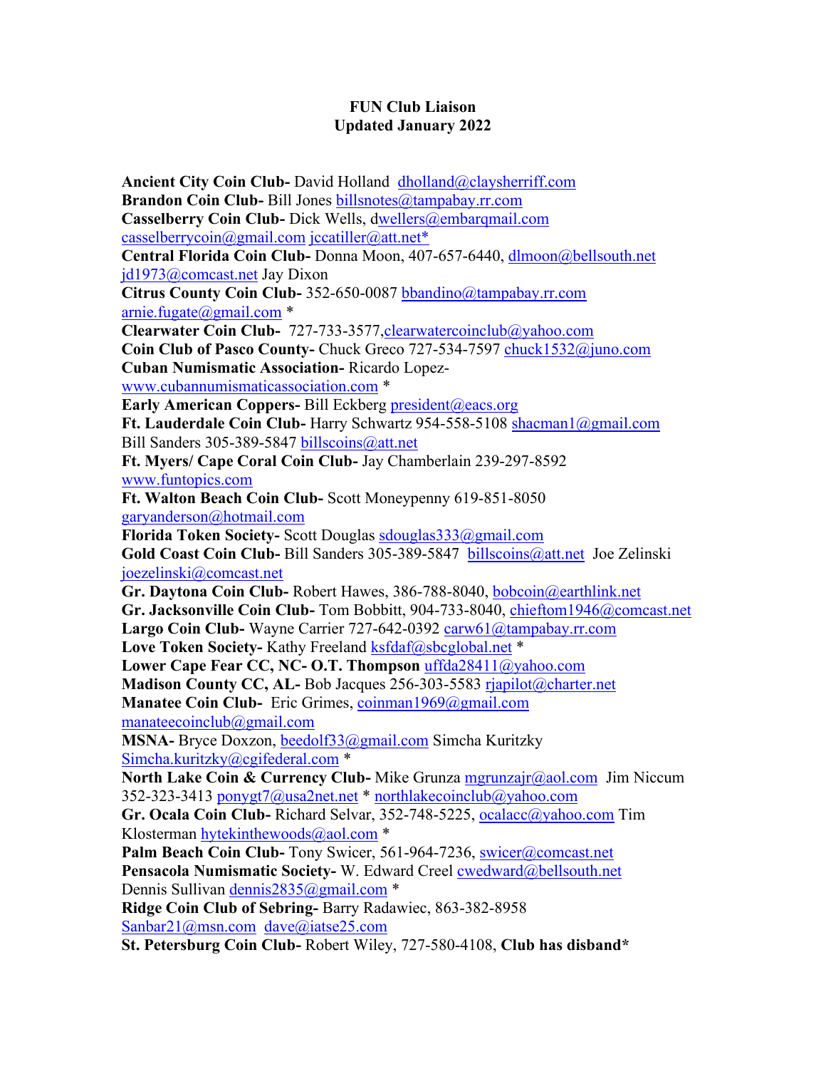**FUN Club Liaison**
**Updated January 2022**

**Ancient City Coin Club-** David Holland dholland@claysherriff.com
**Brandon Coin Club-** Bill Jones billsnotes@tampabay.rr.com
**Casselberry Coin Club-** Dick Wells, dwellers@embarqmail.com
casselberrycoin@gmail.com jccatiller@att.net*
**Central Florida Coin Club-** Donna Moon, 407-657-6440, dlmoon@bellsouth.net
jd1973@comcast.net Jay Dixon
**Citrus County Coin Club-** 352-650-0087 bbandino@tampabay.rr.com
arnie.fugate@gmail.com *
**Clearwater Coin Club-** 727-733-3577,clearwatercoinclub@yahoo.com
**Coin Club of Pasco County-** Chuck Greco 727-534-7597 chuck1532@juno.com
**Cuban Numismatic Association-** Ricardo Lopez-
www.cubannumismaticassociation.com *
**Early American Coppers-** Bill Eckberg president@eacs.org
**Ft. Lauderdale Coin Club-** Harry Schwartz 954-558-5108 shacman1@gmail.com
Bill Sanders 305-389-5847 billscoins@att.net
**Ft. Myers/ Cape Coral Coin Club-** Jay Chamberlain 239-297-8592
www.funtopics.com
**Ft. Walton Beach Coin Club-** Scott Moneypenny 619-851-8050
garyanderson@hotmail.com
**Florida Token Society-** Scott Douglas sdouglas333@gmail.com
**Gold Coast Coin Club-** Bill Sanders 305-389-5847 billscoins@att.net Joe Zelinski
joezelinski@comcast.net
**Gr. Daytona Coin Club-** Robert Hawes, 386-788-8040, bobcoin@earthlink.net
**Gr. Jacksonville Coin Club-** Tom Bobbitt, 904-733-8040, chieftom1946@comcast.net
**Largo Coin Club-** Wayne Carrier 727-642-0392 carw61@tampabay.rr.com
**Love Token Society-** Kathy Freeland ksfdaf@sbcglobal.net *
**Lower Cape Fear CC, NC- O.T. Thompson** uffda28411@yahoo.com
**Madison County CC, AL-** Bob Jacques 256-303-5583 rjapilot@charter.net
**Manatee Coin Club-** Eric Grimes, coinman1969@gmail.com
manateecoinclub@gmail.com
**MSNA-** Bryce Doxzon, beedolf33@gmail.com Simcha Kuritzky
Simcha.kuritzky@cgifederal.com *
**North Lake Coin & Currency Club-** Mike Grunza mgrunzajr@aol.com Jim Niccum
352-323-3413 ponygt7@usa2net.net * northlakecoinclub@yahoo.com
**Gr. Ocala Coin Club-** Richard Selvar, 352-748-5225, ocalacc@yahoo.com Tim
Klosterman hytekinthewoods@aol.com *
**Palm Beach Coin Club-** Tony Swicer, 561-964-7236, swicer@comcast.net
**Pensacola Numismatic Society-** W. Edward Creel cwedward@bellsouth.net
Dennis Sullivan dennis2835@gmail.com *
**Ridge Coin Club of Sebring-** Barry Radawiec, 863-382-8958
Sanbar21@msn.com dave@iatse25.com
**St. Petersburg Coin Club-** Robert Wiley, 727-580-4108, **Club has disband***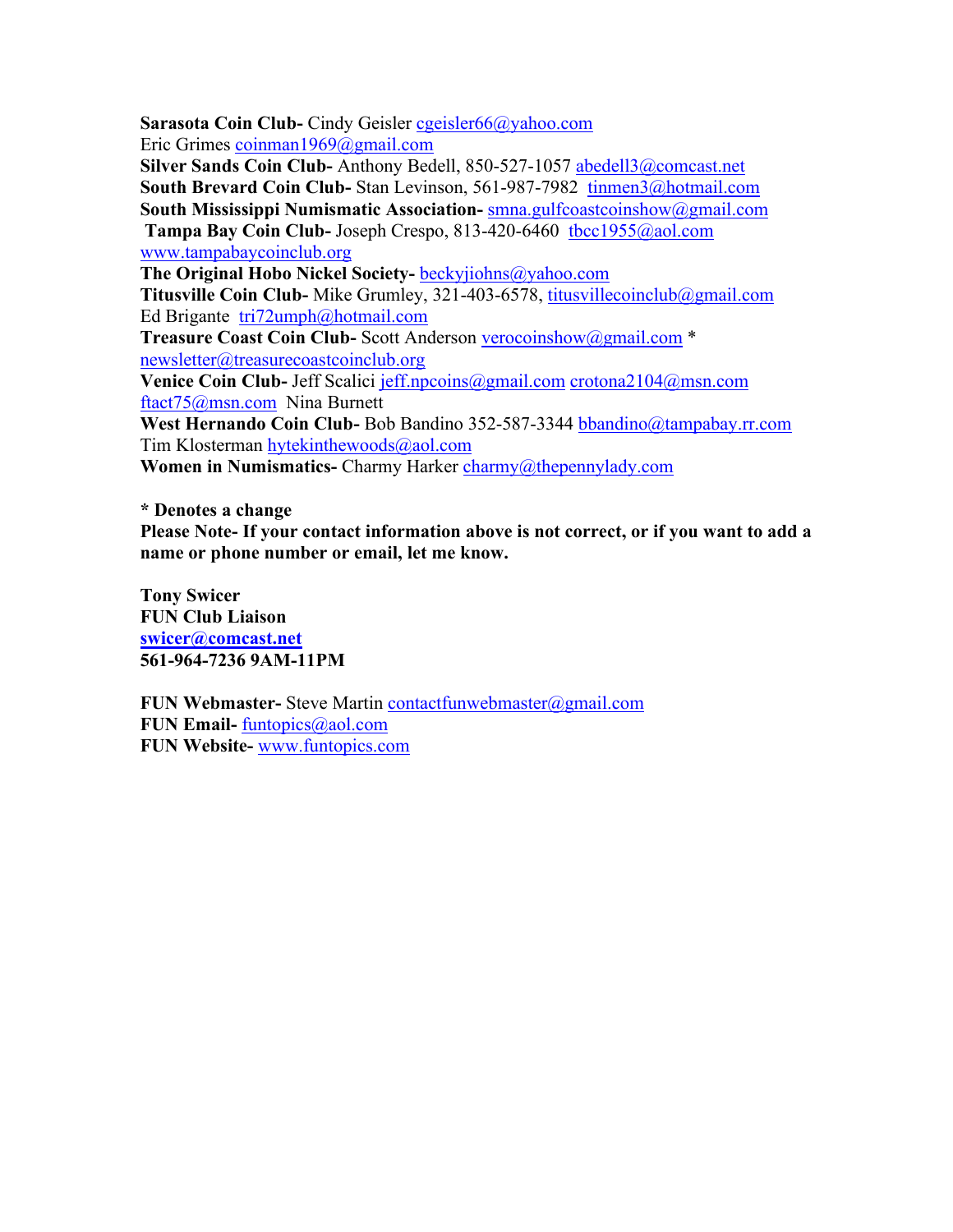**Sarasota Coin Club-** Cindy Geisler cgeisler66@yahoo.com
Eric Grimes coinman1969@gmail.com
**Silver Sands Coin Club-** Anthony Bedell, 850-527-1057 abedell3@comcast.net
**South Brevard Coin Club-** Stan Levinson, 561-987-7982 tinmen3@hotmail.com
**South Mississippi Numismatic Association-** smna.gulfcoastcoinshow@gmail.com
**Tampa Bay Coin Club-** Joseph Crespo, 813-420-6460 tbcc1955@aol.com
www.tampabaycoinclub.org
**The Original Hobo Nickel Society-** beckyjiohns@yahoo.com
**Titusville Coin Club-** Mike Grumley, 321-403-6578, titusvillecoinclub@gmail.com
Ed Brigante tri72umph@hotmail.com
**Treasure Coast Coin Club-** Scott Anderson verocoinshow@gmail.com *
newsletter@treasurecoastcoinclub.org
**Venice Coin Club-** Jeff Scalici jeff.npcoins@gmail.com crotona2104@msn.com
ftact75@msn.com Nina Burnett
**West Hernando Coin Club-** Bob Bandino 352-587-3344 bbandino@tampabay.rr.com
Tim Klosterman hytekinthewoods@aol.com
**Women in Numismatics-** Charmy Harker charmy@thepennylady.com

**\* Denotes a change**
**Please Note- If your contact information above is not correct, or if you want to add a name or phone number or email, let me know.**

**Tony Swicer**
**FUN Club Liaison**
**swicer@comcast.net**
**561-964-7236 9AM-11PM**

**FUN Webmaster-** Steve Martin contactfunwebmaster@gmail.com
**FUN Email-** funtopics@aol.com
**FUN Website-** www.funtopics.com